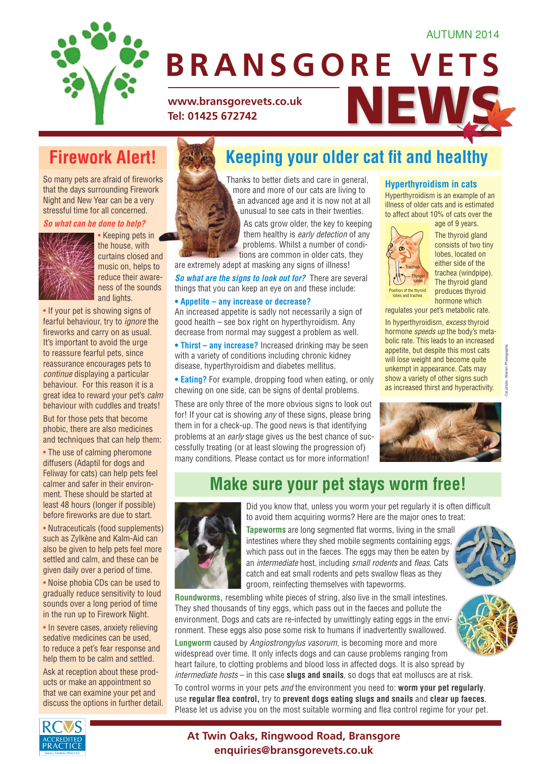AUTUMN 2014

# BRANSGORE VETS NEWS

www.bransgorevets.co.uk
Tel: 01425 672742

## Firework Alert!

So many pets are afraid of fireworks that the days surrounding Firework Night and New Year can be a very stressful time for all concerned.

***So what can be done to help?***

- Keeping pets in the house, with the curtains closed and music on, helps to reduce their awareness of the sounds and lights.
- If your pet is showing signs of fearful behaviour, try to *ignore* the fireworks and carry on as usual. It's important to avoid the urge to reassure fearful pets, since reassurance encourages pets to *continue* displaying a particular behaviour. For this reason it is a great idea to reward your pet's *calm* behaviour with cuddles and treats!

But for those pets that become phobic, there are also medicines and techniques that can help them:

- The use of calming pheromone diffusers (Adaptil for dogs and Feliway for cats) can help pets feel calmer and safer in their environment. These should be started at least 48 hours (longer if possible) before fireworks are due to start.
- Nutraceuticals (food supplements) such as Zylkène and Kalm-Aid can also be given to help pets feel more settled and calm, and these can be given daily over a period of time.
- Noise phobia CDs can be used to gradually reduce sensitivity to loud sounds over a long period of time in the run up to Firework Night.
- In severe cases, anxiety relieving sedative medicines can be used, to reduce a pet's fear response and help them to be calm and settled.

Ask at reception about these products or make an appointment so that we can examine your pet and discuss the options in further detail.

## Keeping your older cat fit and healthy

Thanks to better diets and care in general, more and more of our cats are living to an advanced age and it is now not at all unusual to see cats in their twenties.

As cats grow older, the key to keeping them healthy is *early detection* of any problems. Whilst a number of conditions are common in older cats, they are extremely adept at masking any signs of illness!

***So what are the signs to look out for?*** There are several things that you can keep an eye on and these include:

**• Appetite – any increase or decrease?** An increased appetite is sadly not necessarily a sign of good health – see box right on hyperthyroidism. Any decrease from normal may suggest a problem as well.

**• Thirst – any increase?** Increased drinking may be seen with a variety of conditions including chronic kidney disease, hyperthyroidism and diabetes mellitus.

**• Eating?** For example, dropping food when eating, or only chewing on one side, can be signs of dental problems.

These are only three of the more obvious signs to look out for! If your cat is showing *any* of these signs, please bring them in for a check-up. The good news is that identifying problems at an *early* stage gives us the best chance of successfully treating (or at least slowing the progression of) many conditions. Please contact us for more information!

### Hyperthyroidism in cats

Hyperthyroidism is an example of an illness of older cats and is estimated to affect about 10% of cats over the age of 9 years.

Trachea
Thyroid lobes
Position of the thyroid lobes and trachea

The thyroid gland consists of two tiny lobes, located on either side of the trachea (windpipe). The thyroid gland produces thyroid hormone which regulates your pet's metabolic rate.

In hyperthyroidism, *excess* thyroid hormone *speeds up* the body's metabolic rate. This leads to an increased appetite, but despite this most cats will lose weight and become quite unkempt in appearance. Cats may show a variety of other signs such as increased thirst and hyperactivity.

Cat photo: Warren Photographic

## Make sure your pet stays worm free!

Did you know that, unless you worm your pet regularly it is often difficult to avoid them acquiring worms? Here are the major ones to treat:

**Tapeworms** are long segmented flat worms, living in the small intestines where they shed mobile segments containing eggs, which pass out in the faeces. The eggs may then be eaten by an *intermediate* host, including *small rodents* and *fleas*. Cats catch and eat small rodents and pets swallow fleas as they groom, reinfecting themselves with tapeworms.

**Roundworms**, resembling white pieces of string, also live in the small intestines. They shed thousands of tiny eggs, which pass out in the faeces and pollute the environment. Dogs and cats are re-infected by unwittingly eating eggs in the environment. These eggs also pose some risk to humans if inadvertently swallowed.

**Lungworm** caused by *Angiostrongylus vasorum*, is becoming more and more widespread over time. It only infects dogs and can cause problems ranging from heart failure, to clotting problems and blood loss in affected dogs. It is also spread by *intermediate hosts* – in this case **slugs and snails**, so dogs that eat molluscs are at risk.

To control worms in your pets *and* the environment you need to: **worm your pet regularly**, use **regular flea control,** try to **prevent dogs eating slugs and snails** and **clear up faeces**. Please let us advise you on the most suitable worming and flea control regime for your pet.

RCVS ACCREDITED PRACTICE SMALL ANIMAL PRACTICE

**At Twin Oaks, Ringwood Road, Bransgore**
**enquiries@bransgorevets.co.uk**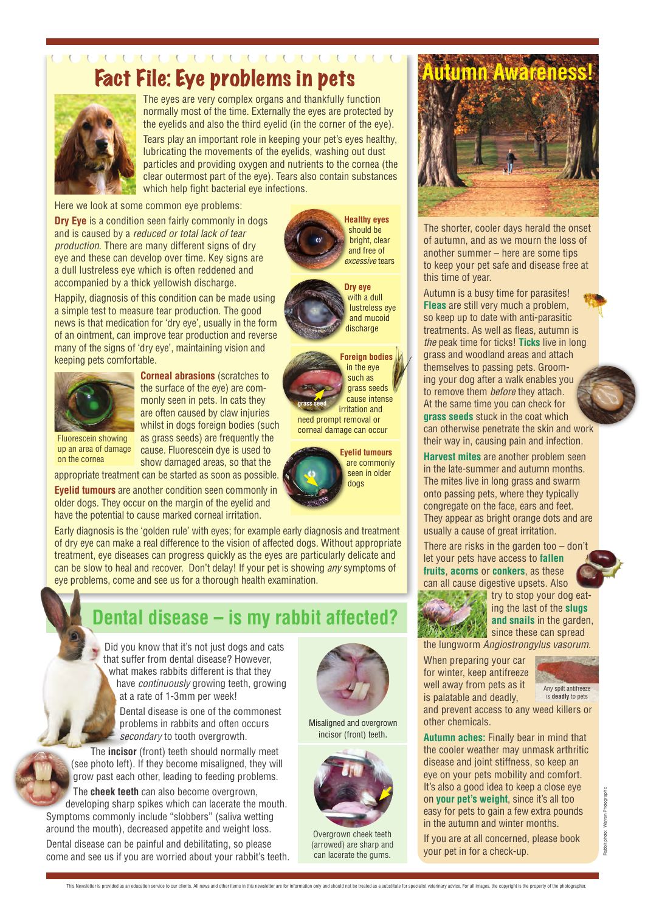# Fact File: Eye problems in pets

The eyes are very complex organs and thankfully function normally most of the time. Externally the eyes are protected by the eyelids and also the third eyelid (in the corner of the eye).

Tears play an important role in keeping your pet's eyes healthy, lubricating the movements of the eyelids, washing out dust particles and providing oxygen and nutrients to the cornea (the clear outermost part of the eye). Tears also contain substances which help fight bacterial eye infections.

Here we look at some common eye problems:

**Dry Eye** is a condition seen fairly commonly in dogs and is caused by a *reduced or total lack of tear production*. There are many different signs of dry eye and these can develop over time. Key signs are a dull lustreless eye which is often reddened and accompanied by a thick yellowish discharge.

Happily, diagnosis of this condition can be made using a simple test to measure tear production. The good news is that medication for 'dry eye', usually in the form of an ointment, can improve tear production and reverse many of the signs of 'dry eye', maintaining vision and keeping pets comfortable.

**Corneal abrasions** (scratches to the surface of the eye) are commonly seen in pets. In cats they are often caused by claw injuries whilst in dogs foreign bodies (such as grass seeds) are frequently the cause. Fluorescein dye is used to show damaged areas, so that the appropriate treatment can be started as soon as possible.

Fluorescein showing up an area of damage on the cornea

**Eyelid tumours** are another condition seen commonly in older dogs. They occur on the margin of the eyelid and have the potential to cause marked corneal irritation.

**Healthy eyes** should be bright, clear and free of *excessive* tears

**Dry eye** with a dull lustreless eye and mucoid discharge

**Foreign bodies** in the eye such as grass seeds cause intense irritation and need prompt removal or corneal damage can occur

grass seed

**Eyelid tumours** are commonly seen in older dogs

Early diagnosis is the 'golden rule' with eyes; for example early diagnosis and treatment of dry eye can make a real difference to the vision of affected dogs. Without appropriate treatment, eye diseases can progress quickly as the eyes are particularly delicate and can be slow to heal and recover. Don't delay! If your pet is showing *any* symptoms of eye problems, come and see us for a thorough health examination.

# Autumn Awareness!

The shorter, cooler days herald the onset of autumn, and as we mourn the loss of another summer – here are some tips to keep your pet safe and disease free at this time of year.

Autumn is a busy time for parasites! **Fleas** are still very much a problem, so keep up to date with anti-parasitic treatments. As well as fleas, autumn is *the* peak time for ticks! **Ticks** live in long grass and woodland areas and attach themselves to passing pets. Grooming your dog after a walk enables you to remove them *before* they attach. At the same time you can check for **grass seeds** stuck in the coat which can otherwise penetrate the skin and work their way in, causing pain and infection.

**Harvest mites** are another problem seen in the late-summer and autumn months. The mites live in long grass and swarm onto passing pets, where they typically congregate on the face, ears and feet. They appear as bright orange dots and are usually a cause of great irritation.

There are risks in the garden too – don't let your pets have access to **fallen fruits**, **acorns** or **conkers**, as these can all cause digestive upsets. Also try to stop your dog eating the last of the **slugs and snails** in the garden, since these can spread the lungworm *Angiostrongylus vasorum*.

When preparing your car for winter, keep antifreeze well away from pets as it is palatable and deadly, and prevent access to any weed killers or other chemicals.

Any spilt antifreeze is **deadly** to pets

**Autumn aches:** Finally bear in mind that the cooler weather may unmask arthritic disease and joint stiffness, so keep an eye on your pets mobility and comfort. It's also a good idea to keep a close eye on **your pet's weight**, since it's all too easy for pets to gain a few extra pounds in the autumn and winter months.

If you are at all concerned, please book your pet in for a check-up.

Rabbit photo: Warren Photographic

## Dental disease – is my rabbit affected?

Did you know that it's not just dogs and cats that suffer from dental disease? However, what makes rabbits different is that they have *continuously* growing teeth, growing at a rate of 1-3mm per week!

Dental disease is one of the commonest problems in rabbits and often occurs *secondary* to tooth overgrowth.

The **incisor** (front) teeth should normally meet (see photo left). If they become misaligned, they will grow past each other, leading to feeding problems.

The **cheek teeth** can also become overgrown, developing sharp spikes which can lacerate the mouth. Symptoms commonly include "slobbers" (saliva wetting around the mouth), decreased appetite and weight loss.

Dental disease can be painful and debilitating, so please come and see us if you are worried about your rabbit's teeth.

Misaligned and overgrown incisor (front) teeth.

Overgrown cheek teeth (arrowed) are sharp and can lacerate the gums.

This Newsletter is provided as an education service to our clients. All news and other items in this newsletter are for information only and should not be treated as a substitute for specialist veterinary advice. For all images, the copyright is the property of the photographer.